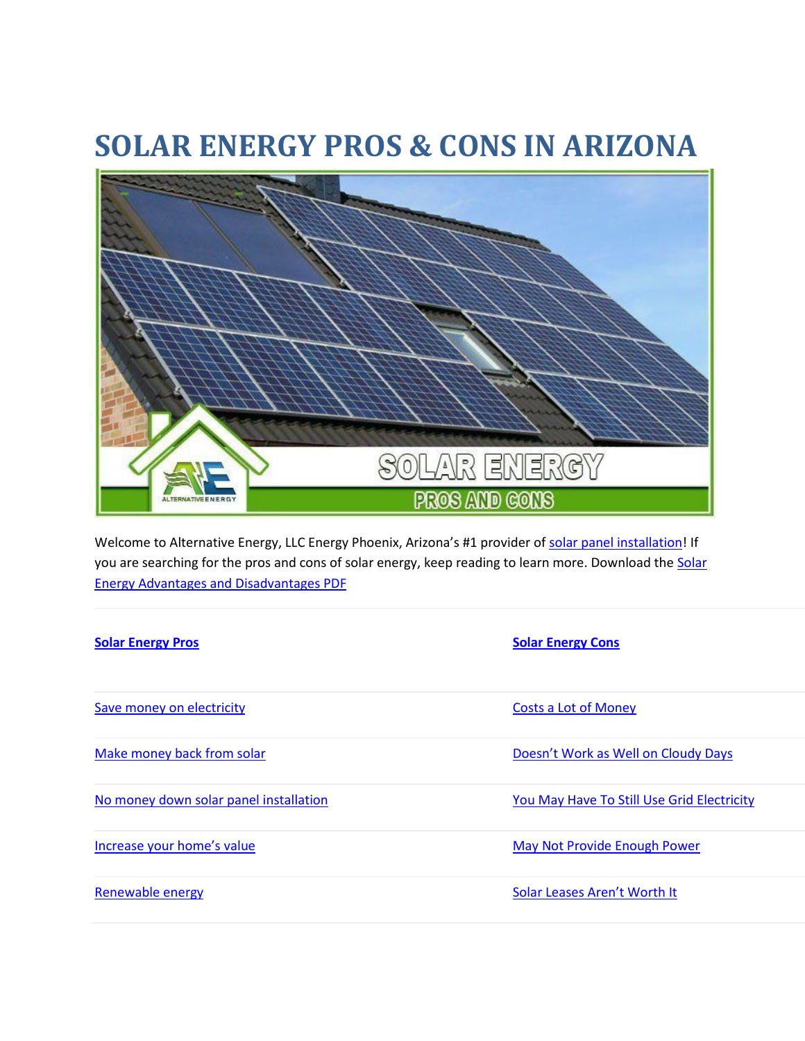# SOLAR ENERGY PROS & CONS IN ARIZONA

Welcome to Alternative Energy, LLC Energy Phoenix, Arizona's #1 provider of solar panel installation! If you are searching for the pros and cons of solar energy, keep reading to learn more. Download the Solar Energy Advantages and Disadvantages PDF

| **Solar Energy Pros** | **Solar Energy Cons** |
| --- | --- |
| Save money on electricity | Costs a Lot of Money |
| Make money back from solar | Doesn't Work as Well on Cloudy Days |
| No money down solar panel installation | You May Have To Still Use Grid Electricity |
| Increase your home's value | May Not Provide Enough Power |
| Renewable energy | Solar Leases Aren't Worth It |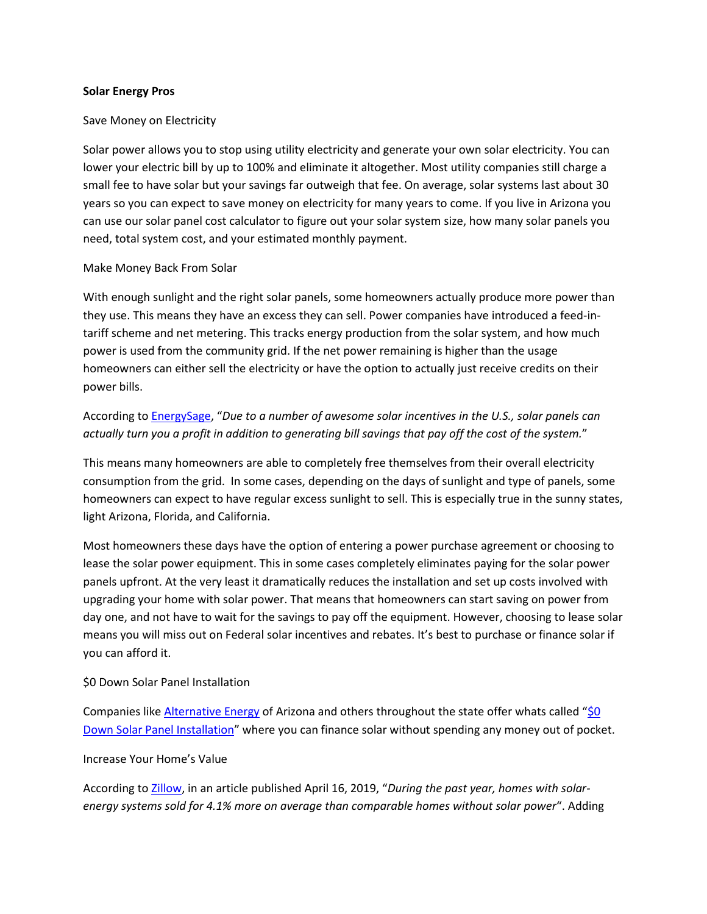**Solar Energy Pros**

Save Money on Electricity

Solar power allows you to stop using utility electricity and generate your own solar electricity. You can lower your electric bill by up to 100% and eliminate it altogether. Most utility companies still charge a small fee to have solar but your savings far outweigh that fee. On average, solar systems last about 30 years so you can expect to save money on electricity for many years to come. If you live in Arizona you can use our solar panel cost calculator to figure out your solar system size, how many solar panels you need, total system cost, and your estimated monthly payment.

Make Money Back From Solar

With enough sunlight and the right solar panels, some homeowners actually produce more power than they use. This means they have an excess they can sell. Power companies have introduced a feed-in-tariff scheme and net metering. This tracks energy production from the solar system, and how much power is used from the community grid. If the net power remaining is higher than the usage homeowners can either sell the electricity or have the option to actually just receive credits on their power bills.

According to EnergySage, "*Due to a number of awesome solar incentives in the U.S., solar panels can actually turn you a profit in addition to generating bill savings that pay off the cost of the system.*"

This means many homeowners are able to completely free themselves from their overall electricity consumption from the grid. In some cases, depending on the days of sunlight and type of panels, some homeowners can expect to have regular excess sunlight to sell. This is especially true in the sunny states, light Arizona, Florida, and California.

Most homeowners these days have the option of entering a power purchase agreement or choosing to lease the solar power equipment. This in some cases completely eliminates paying for the solar power panels upfront. At the very least it dramatically reduces the installation and set up costs involved with upgrading your home with solar power. That means that homeowners can start saving on power from day one, and not have to wait for the savings to pay off the equipment. However, choosing to lease solar means you will miss out on Federal solar incentives and rebates. It's best to purchase or finance solar if you can afford it.

$0 Down Solar Panel Installation

Companies like Alternative Energy of Arizona and others throughout the state offer whats called "$0 Down Solar Panel Installation" where you can finance solar without spending any money out of pocket.

Increase Your Home's Value

According to Zillow, in an article published April 16, 2019, "*During the past year, homes with solar-energy systems sold for 4.1% more on average than comparable homes without solar power*". Adding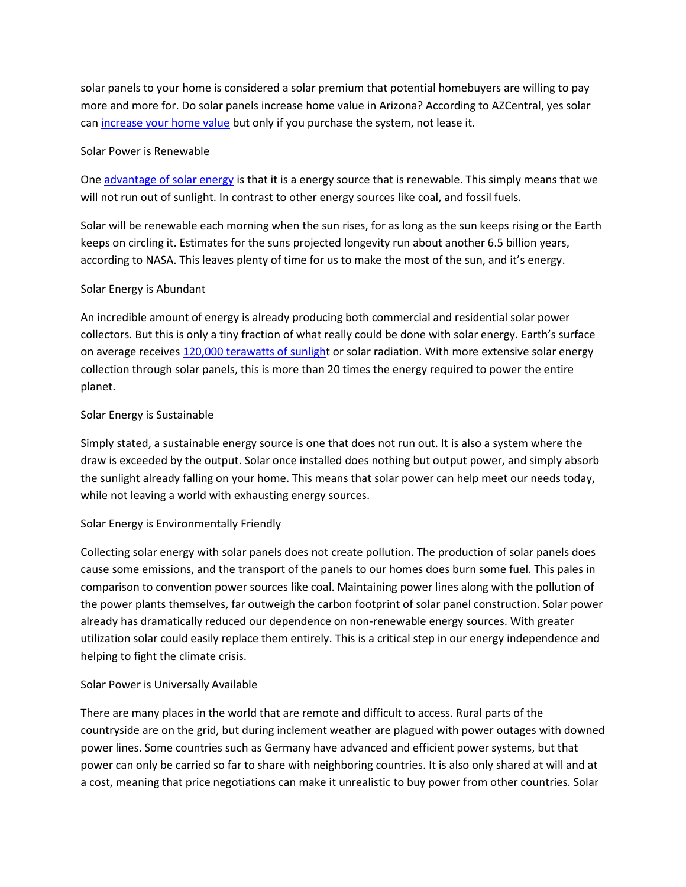solar panels to your home is considered a solar premium that potential homebuyers are willing to pay more and more for. Do solar panels increase home value in Arizona? According to AZCentral, yes solar can [increase your home value]() but only if you purchase the system, not lease it.

## Solar Power is Renewable

One [advantage of solar energy]() is that it is a energy source that is renewable. This simply means that we will not run out of sunlight. In contrast to other energy sources like coal, and fossil fuels.

Solar will be renewable each morning when the sun rises, for as long as the sun keeps rising or the Earth keeps on circling it. Estimates for the suns projected longevity run about another 6.5 billion years, according to NASA. This leaves plenty of time for us to make the most of the sun, and it's energy.

## Solar Energy is Abundant

An incredible amount of energy is already producing both commercial and residential solar power collectors. But this is only a tiny fraction of what really could be done with solar energy. Earth's surface on average receives [120,000 terawatts of sunlight]() or solar radiation. With more extensive solar energy collection through solar panels, this is more than 20 times the energy required to power the entire planet.

## Solar Energy is Sustainable

Simply stated, a sustainable energy source is one that does not run out. It is also a system where the draw is exceeded by the output. Solar once installed does nothing but output power, and simply absorb the sunlight already falling on your home. This means that solar power can help meet our needs today, while not leaving a world with exhausting energy sources.

## Solar Energy is Environmentally Friendly

Collecting solar energy with solar panels does not create pollution. The production of solar panels does cause some emissions, and the transport of the panels to our homes does burn some fuel. This pales in comparison to convention power sources like coal. Maintaining power lines along with the pollution of the power plants themselves, far outweigh the carbon footprint of solar panel construction. Solar power already has dramatically reduced our dependence on non-renewable energy sources. With greater utilization solar could easily replace them entirely. This is a critical step in our energy independence and helping to fight the climate crisis.

## Solar Power is Universally Available

There are many places in the world that are remote and difficult to access. Rural parts of the countryside are on the grid, but during inclement weather are plagued with power outages with downed power lines. Some countries such as Germany have advanced and efficient power systems, but that power can only be carried so far to share with neighboring countries. It is also only shared at will and at a cost, meaning that price negotiations can make it unrealistic to buy power from other countries. Solar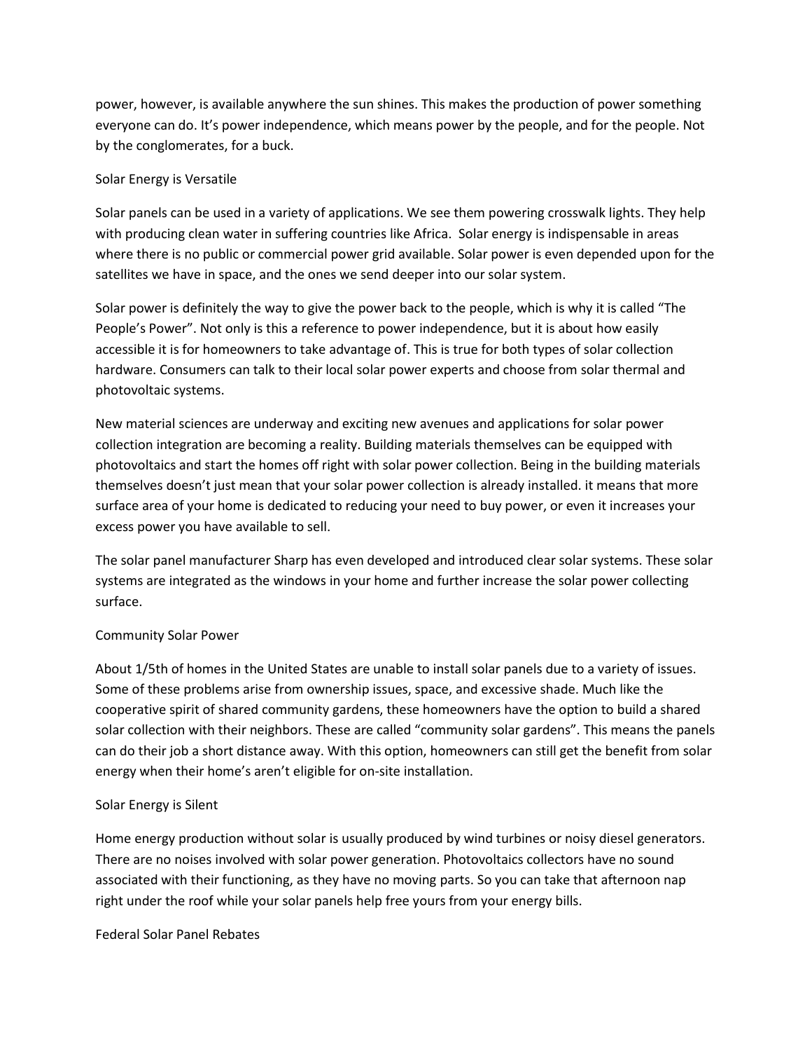power, however, is available anywhere the sun shines. This makes the production of power something everyone can do. It's power independence, which means power by the people, and for the people. Not by the conglomerates, for a buck.

## Solar Energy is Versatile

Solar panels can be used in a variety of applications. We see them powering crosswalk lights. They help with producing clean water in suffering countries like Africa. Solar energy is indispensable in areas where there is no public or commercial power grid available. Solar power is even depended upon for the satellites we have in space, and the ones we send deeper into our solar system.

Solar power is definitely the way to give the power back to the people, which is why it is called "The People's Power". Not only is this a reference to power independence, but it is about how easily accessible it is for homeowners to take advantage of. This is true for both types of solar collection hardware. Consumers can talk to their local solar power experts and choose from solar thermal and photovoltaic systems.

New material sciences are underway and exciting new avenues and applications for solar power collection integration are becoming a reality. Building materials themselves can be equipped with photovoltaics and start the homes off right with solar power collection. Being in the building materials themselves doesn't just mean that your solar power collection is already installed. it means that more surface area of your home is dedicated to reducing your need to buy power, or even it increases your excess power you have available to sell.

The solar panel manufacturer Sharp has even developed and introduced clear solar systems. These solar systems are integrated as the windows in your home and further increase the solar power collecting surface.

## Community Solar Power

About 1/5th of homes in the United States are unable to install solar panels due to a variety of issues. Some of these problems arise from ownership issues, space, and excessive shade. Much like the cooperative spirit of shared community gardens, these homeowners have the option to build a shared solar collection with their neighbors. These are called "community solar gardens". This means the panels can do their job a short distance away. With this option, homeowners can still get the benefit from solar energy when their home's aren't eligible for on-site installation.

## Solar Energy is Silent

Home energy production without solar is usually produced by wind turbines or noisy diesel generators. There are no noises involved with solar power generation. Photovoltaics collectors have no sound associated with their functioning, as they have no moving parts. So you can take that afternoon nap right under the roof while your solar panels help free yours from your energy bills.

## Federal Solar Panel Rebates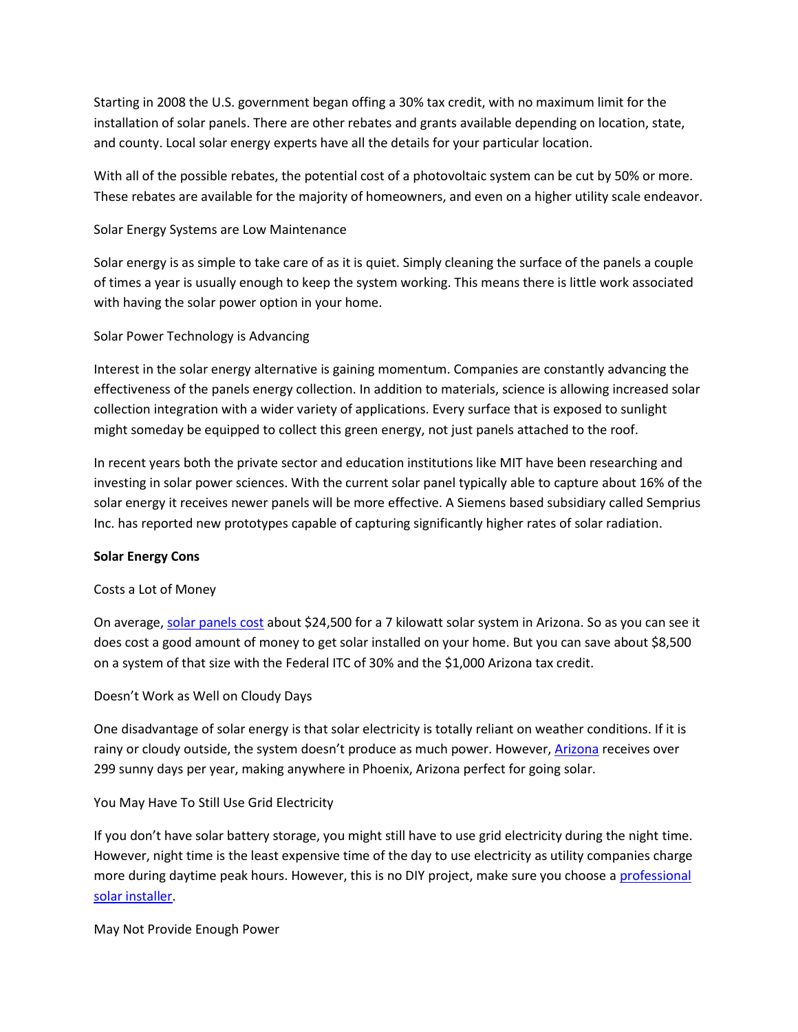Starting in 2008 the U.S. government began offing a 30% tax credit, with no maximum limit for the installation of solar panels. There are other rebates and grants available depending on location, state, and county. Local solar energy experts have all the details for your particular location.

With all of the possible rebates, the potential cost of a photovoltaic system can be cut by 50% or more. These rebates are available for the majority of homeowners, and even on a higher utility scale endeavor.

Solar Energy Systems are Low Maintenance

Solar energy is as simple to take care of as it is quiet. Simply cleaning the surface of the panels a couple of times a year is usually enough to keep the system working. This means there is little work associated with having the solar power option in your home.

Solar Power Technology is Advancing

Interest in the solar energy alternative is gaining momentum. Companies are constantly advancing the effectiveness of the panels energy collection. In addition to materials, science is allowing increased solar collection integration with a wider variety of applications. Every surface that is exposed to sunlight might someday be equipped to collect this green energy, not just panels attached to the roof.

In recent years both the private sector and education institutions like MIT have been researching and investing in solar power sciences. With the current solar panel typically able to capture about 16% of the solar energy it receives newer panels will be more effective. A Siemens based subsidiary called Semprius Inc. has reported new prototypes capable of capturing significantly higher rates of solar radiation.

**Solar Energy Cons**

Costs a Lot of Money

On average, solar panels cost about $24,500 for a 7 kilowatt solar system in Arizona. So as you can see it does cost a good amount of money to get solar installed on your home. But you can save about $8,500 on a system of that size with the Federal ITC of 30% and the $1,000 Arizona tax credit.

Doesn't Work as Well on Cloudy Days

One disadvantage of solar energy is that solar electricity is totally reliant on weather conditions. If it is rainy or cloudy outside, the system doesn't produce as much power. However, Arizona receives over 299 sunny days per year, making anywhere in Phoenix, Arizona perfect for going solar.

You May Have To Still Use Grid Electricity

If you don't have solar battery storage, you might still have to use grid electricity during the night time. However, night time is the least expensive time of the day to use electricity as utility companies charge more during daytime peak hours. However, this is no DIY project, make sure you choose a professional solar installer.

May Not Provide Enough Power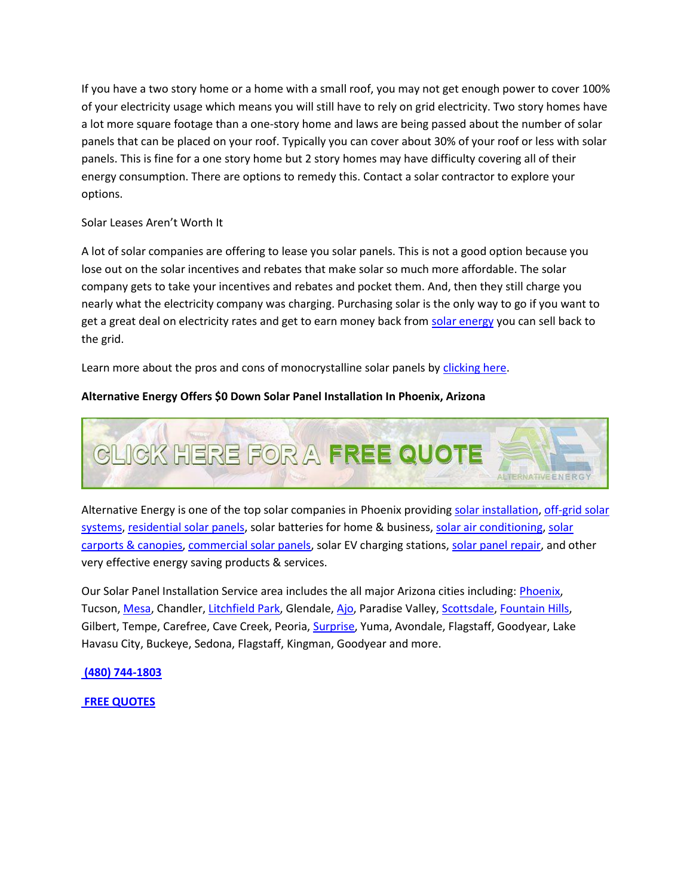If you have a two story home or a home with a small roof, you may not get enough power to cover 100% of your electricity usage which means you will still have to rely on grid electricity. Two story homes have a lot more square footage than a one-story home and laws are being passed about the number of solar panels that can be placed on your roof. Typically you can cover about 30% of your roof or less with solar panels. This is fine for a one story home but 2 story homes may have difficulty covering all of their energy consumption. There are options to remedy this. Contact a solar contractor to explore your options.

Solar Leases Aren't Worth It

A lot of solar companies are offering to lease you solar panels. This is not a good option because you lose out on the solar incentives and rebates that make solar so much more affordable. The solar company gets to take your incentives and rebates and pocket them. And, then they still charge you nearly what the electricity company was charging. Purchasing solar is the only way to go if you want to get a great deal on electricity rates and get to earn money back from solar energy you can sell back to the grid.

Learn more about the pros and cons of monocrystalline solar panels by clicking here.

**Alternative Energy Offers $0 Down Solar Panel Installation In Phoenix, Arizona**

Alternative Energy is one of the top solar companies in Phoenix providing solar installation, off-grid solar systems, residential solar panels, solar batteries for home & business, solar air conditioning, solar carports & canopies, commercial solar panels, solar EV charging stations, solar panel repair, and other very effective energy saving products & services.

Our Solar Panel Installation Service area includes the all major Arizona cities including: Phoenix, Tucson, Mesa, Chandler, Litchfield Park, Glendale, Ajo, Paradise Valley, Scottsdale, Fountain Hills, Gilbert, Tempe, Carefree, Cave Creek, Peoria, Surprise, Yuma, Avondale, Flagstaff, Goodyear, Lake Havasu City, Buckeye, Sedona, Flagstaff, Kingman, Goodyear and more.

**(480) 744-1803**

**FREE QUOTES**